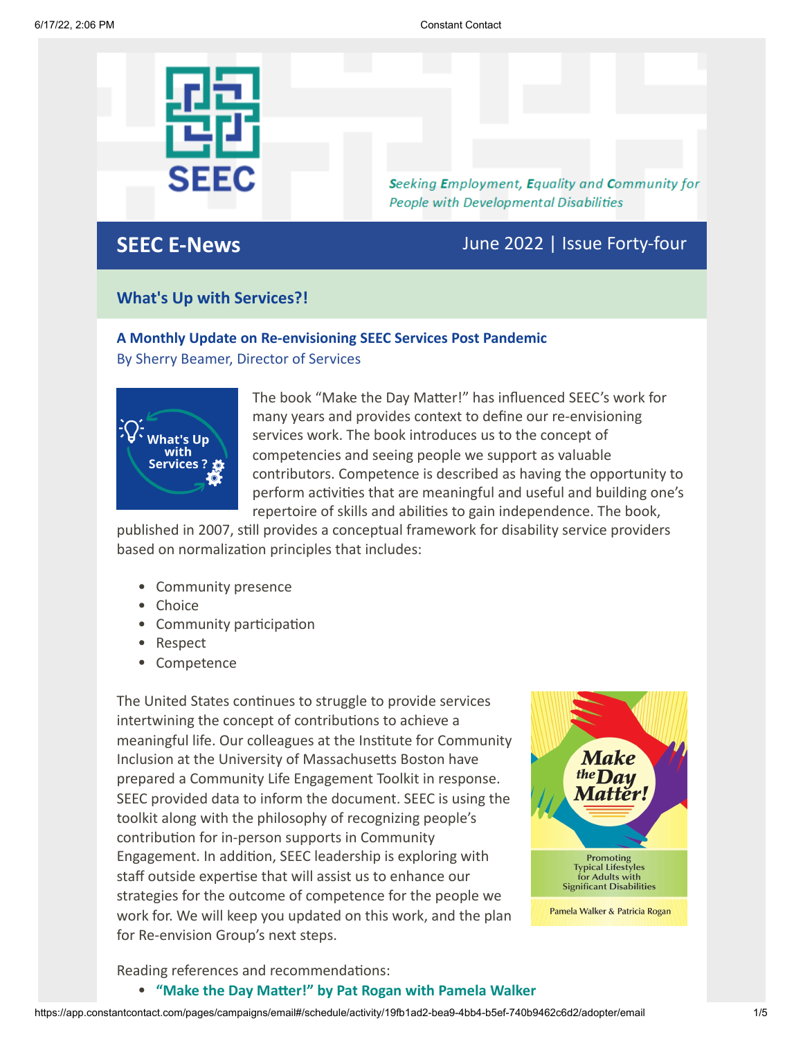SEEC

*Seeking Employment, Equality and Community for People with Developmental Disabilities*

# SEEC E-News

June 2022 | Issue Forty-four

## What's Up with Services?!

### A Monthly Update on Re-envisioning SEEC Services Post Pandemic

By Sherry Beamer, Director of Services

The book "Make the Day Matter!" has influenced SEEC's work for many years and provides context to define our re-envisioning services work. The book introduces us to the concept of competencies and seeing people we support as valuable contributors. Competence is described as having the opportunity to perform activities that are meaningful and useful and building one's repertoire of skills and abilities to gain independence. The book, published in 2007, still provides a conceptual framework for disability service providers based on normalization principles that includes:

- Community presence
- Choice
- Community participation
- Respect
- Competence

The United States continues to struggle to provide services intertwining the concept of contributions to achieve a meaningful life. Our colleagues at the Institute for Community Inclusion at the University of Massachusetts Boston have prepared a Community Life Engagement Toolkit in response. SEEC provided data to inform the document. SEEC is using the toolkit along with the philosophy of recognizing people's contribution for in-person supports in Community Engagement. In addition, SEEC leadership is exploring with staff outside expertise that will assist us to enhance our strategies for the outcome of competence for the people we work for. We will keep you updated on this work, and the plan for Re-envision Group's next steps.

Reading references and recommendations:

- **"Make the Day Matter!" by Pat Rogan with Pamela Walker**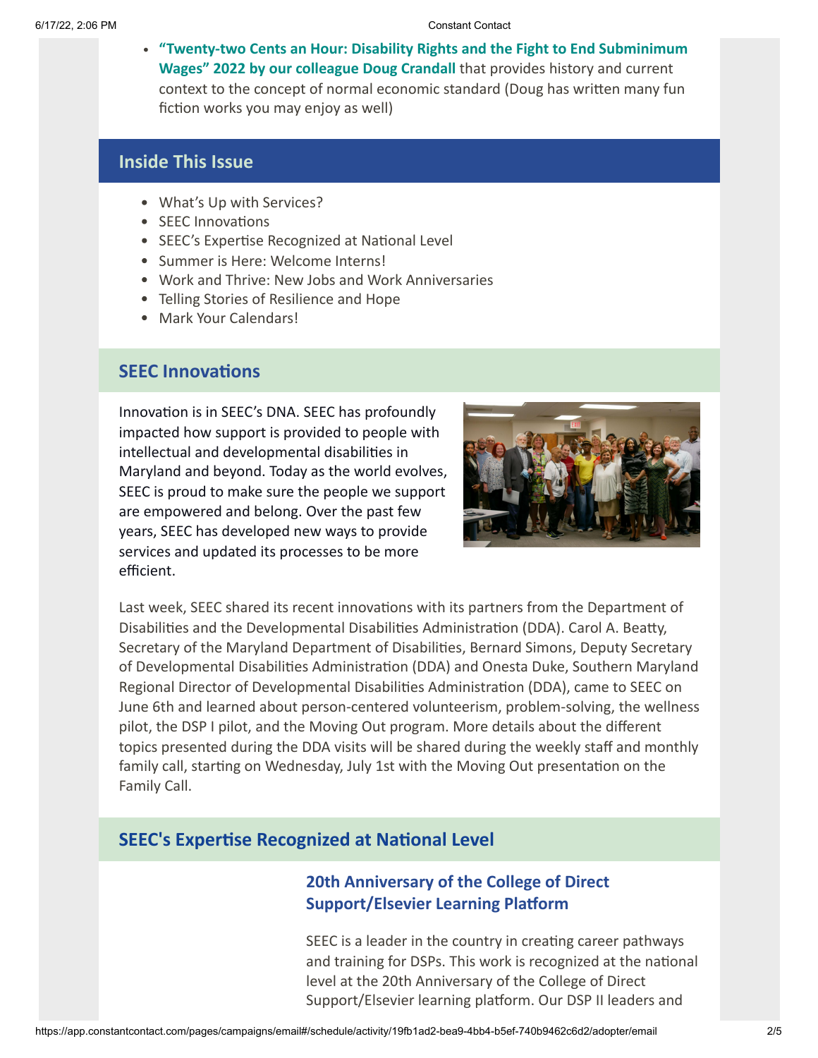- **"Twenty-two Cents an Hour: Disability Rights and the Fight to End Subminimum Wages" 2022 by our colleague Doug Crandall** that provides history and current context to the concept of normal economic standard (Doug has written many fun fiction works you may enjoy as well)

## Inside This Issue

- What's Up with Services?
- SEEC Innovations
- SEEC's Expertise Recognized at National Level
- Summer is Here: Welcome Interns!
- Work and Thrive: New Jobs and Work Anniversaries
- Telling Stories of Resilience and Hope
- Mark Your Calendars!

## SEEC Innovations

Innovation is in SEEC's DNA. SEEC has profoundly impacted how support is provided to people with intellectual and developmental disabilities in Maryland and beyond. Today as the world evolves, SEEC is proud to make sure the people we support are empowered and belong. Over the past few years, SEEC has developed new ways to provide services and updated its processes to be more efficient.

Last week, SEEC shared its recent innovations with its partners from the Department of Disabilities and the Developmental Disabilities Administration (DDA). Carol A. Beatty, Secretary of the Maryland Department of Disabilities, Bernard Simons, Deputy Secretary of Developmental Disabilities Administration (DDA) and Onesta Duke, Southern Maryland Regional Director of Developmental Disabilities Administration (DDA), came to SEEC on June 6th and learned about person-centered volunteerism, problem-solving, the wellness pilot, the DSP I pilot, and the Moving Out program. More details about the different topics presented during the DDA visits will be shared during the weekly staff and monthly family call, starting on Wednesday, July 1st with the Moving Out presentation on the Family Call.

## SEEC's Expertise Recognized at National Level

### 20th Anniversary of the College of Direct Support/Elsevier Learning Platform

SEEC is a leader in the country in creating career pathways and training for DSPs. This work is recognized at the national level at the 20th Anniversary of the College of Direct Support/Elsevier learning platform. Our DSP II leaders and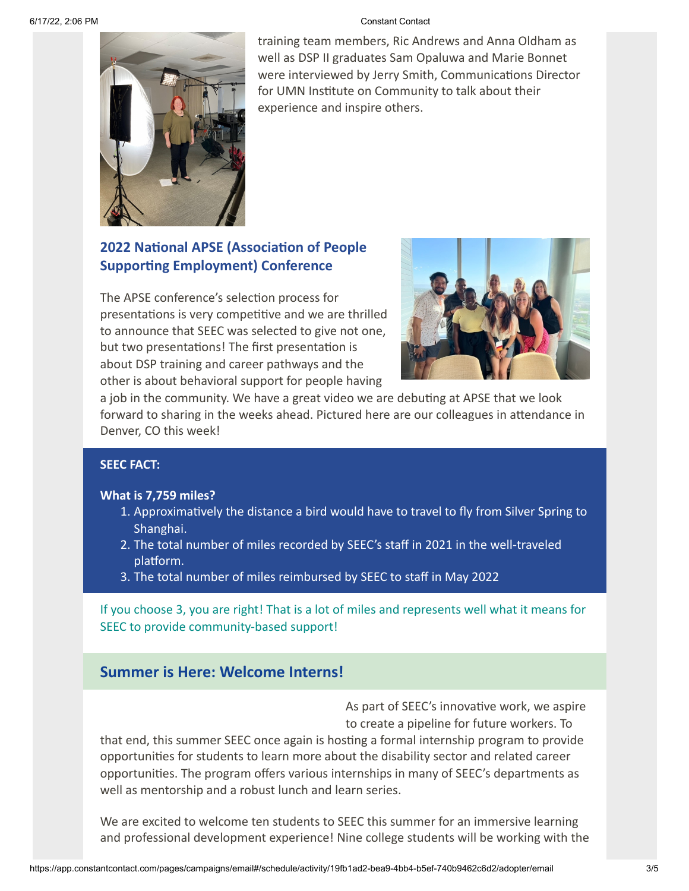training team members, Ric Andrews and Anna Oldham as well as DSP II graduates Sam Opaluwa and Marie Bonnet were interviewed by Jerry Smith, Communications Director for UMN Institute on Community to talk about their experience and inspire others.

## 2022 National APSE (Association of People Supporting Employment) Conference

The APSE conference's selection process for presentations is very competitive and we are thrilled to announce that SEEC was selected to give not one, but two presentations! The first presentation is about DSP training and career pathways and the other is about behavioral support for people having a job in the community. We have a great video we are debuting at APSE that we look forward to sharing in the weeks ahead. Pictured here are our colleagues in attendance in Denver, CO this week!

**SEEC FACT:**

**What is 7,759 miles?**

1. Approximatively the distance a bird would have to travel to fly from Silver Spring to Shanghai.
2. The total number of miles recorded by SEEC's staff in 2021 in the well-traveled platform.
3. The total number of miles reimbursed by SEEC to staff in May 2022

If you choose 3, you are right! That is a lot of miles and represents well what it means for SEEC to provide community-based support!

## Summer is Here: Welcome Interns!

As part of SEEC's innovative work, we aspire to create a pipeline for future workers. To that end, this summer SEEC once again is hosting a formal internship program to provide opportunities for students to learn more about the disability sector and related career opportunities. The program offers various internships in many of SEEC's departments as well as mentorship and a robust lunch and learn series.

We are excited to welcome ten students to SEEC this summer for an immersive learning and professional development experience! Nine college students will be working with the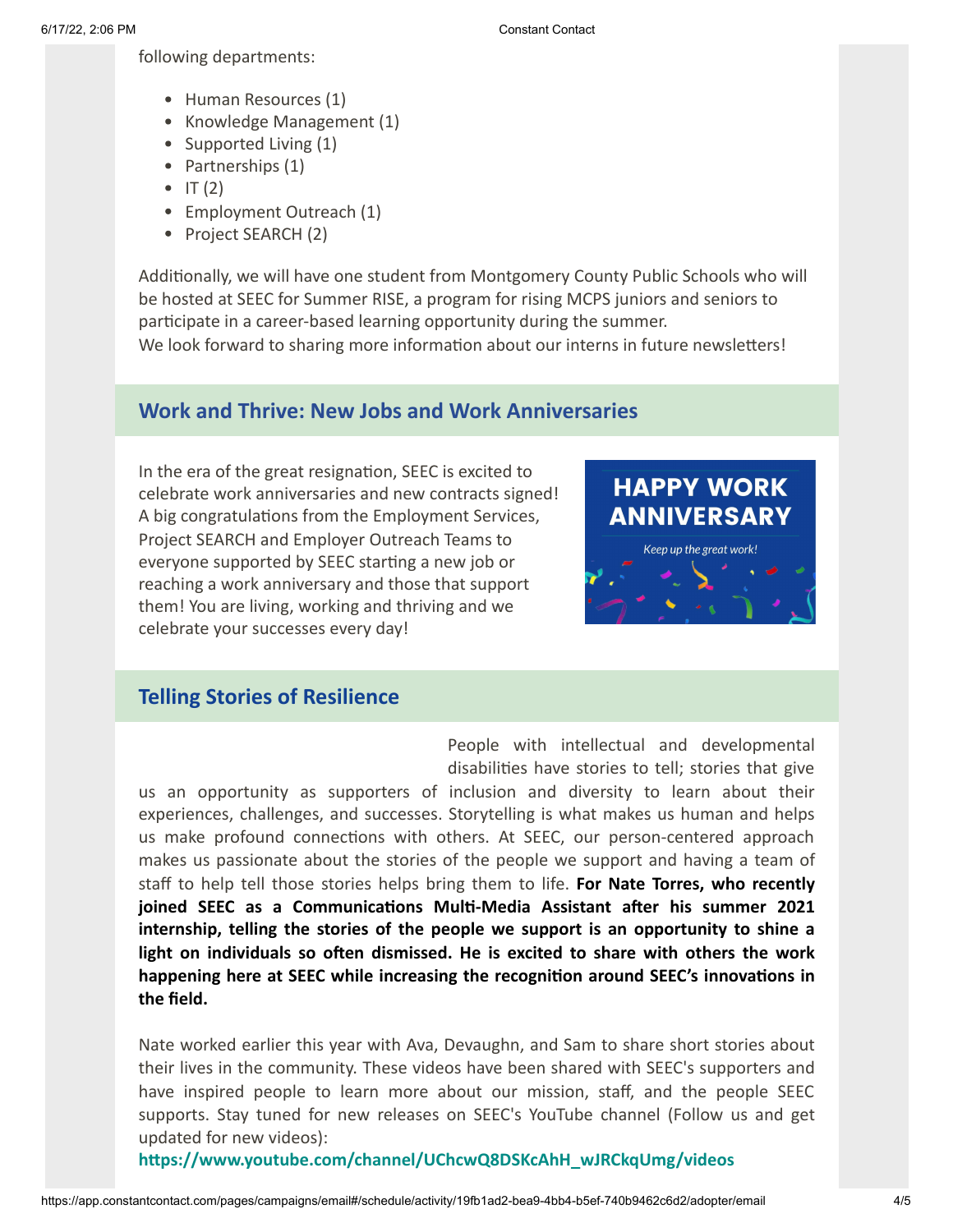following departments:

- Human Resources (1)
- Knowledge Management (1)
- Supported Living (1)
- Partnerships (1)
- IT (2)
- Employment Outreach (1)
- Project SEARCH (2)

Additionally, we will have one student from Montgomery County Public Schools who will be hosted at SEEC for Summer RISE, a program for rising MCPS juniors and seniors to participate in a career-based learning opportunity during the summer.
We look forward to sharing more information about our interns in future newsletters!

## Work and Thrive: New Jobs and Work Anniversaries

In the era of the great resignation, SEEC is excited to celebrate work anniversaries and new contracts signed! A big congratulations from the Employment Services, Project SEARCH and Employer Outreach Teams to everyone supported by SEEC starting a new job or reaching a work anniversary and those that support them! You are living, working and thriving and we celebrate your successes every day!

## Telling Stories of Resilience

People with intellectual and developmental disabilities have stories to tell; stories that give us an opportunity as supporters of inclusion and diversity to learn about their experiences, challenges, and successes. Storytelling is what makes us human and helps us make profound connections with others. At SEEC, our person-centered approach makes us passionate about the stories of the people we support and having a team of staff to help tell those stories helps bring them to life. **For Nate Torres, who recently joined SEEC as a Communications Multi-Media Assistant after his summer 2021 internship, telling the stories of the people we support is an opportunity to shine a light on individuals so often dismissed. He is excited to share with others the work happening here at SEEC while increasing the recognition around SEEC's innovations in the field.**

Nate worked earlier this year with Ava, Devaughn, and Sam to share short stories about their lives in the community. These videos have been shared with SEEC's supporters and have inspired people to learn more about our mission, staff, and the people SEEC supports. Stay tuned for new releases on SEEC's YouTube channel (Follow us and get updated for new videos):
**https://www.youtube.com/channel/UChcwQ8DSKcAhH_wJRCkqUmg/videos**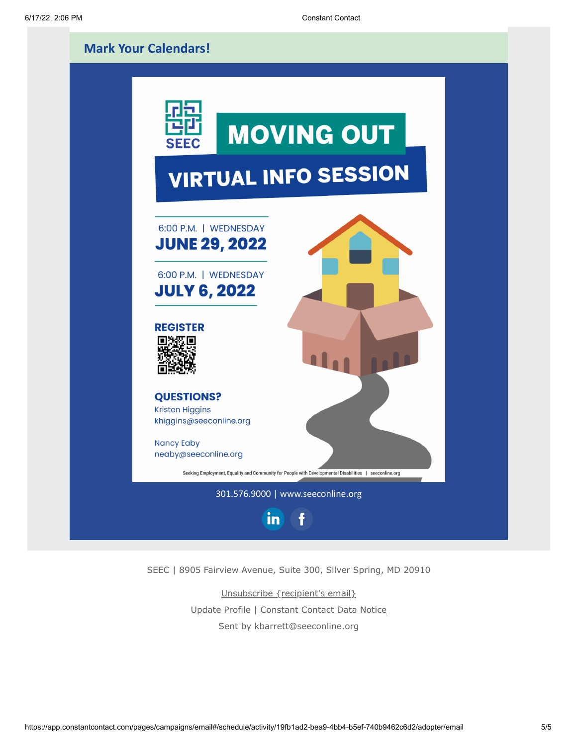## Mark Your Calendars!

SEEC

# MOVING OUT

## VIRTUAL INFO SESSION

6:00 P.M. | WEDNESDAY
**JUNE 29, 2022**

6:00 P.M. | WEDNESDAY
**JULY 6, 2022**

**REGISTER**

**QUESTIONS?**
Kristen Higgins
khiggins@seeconline.org

Nancy Eaby
neaby@seeconline.org

Seeking Employment, Equality and Community for People with Developmental Disabilities | seeconline.org

301.576.9000 | www.seeconline.org

SEEC | 8905 Fairview Avenue, Suite 300, Silver Spring, MD 20910

Unsubscribe {recipient's email}

Update Profile | Constant Contact Data Notice

Sent by kbarrett@seeconline.org